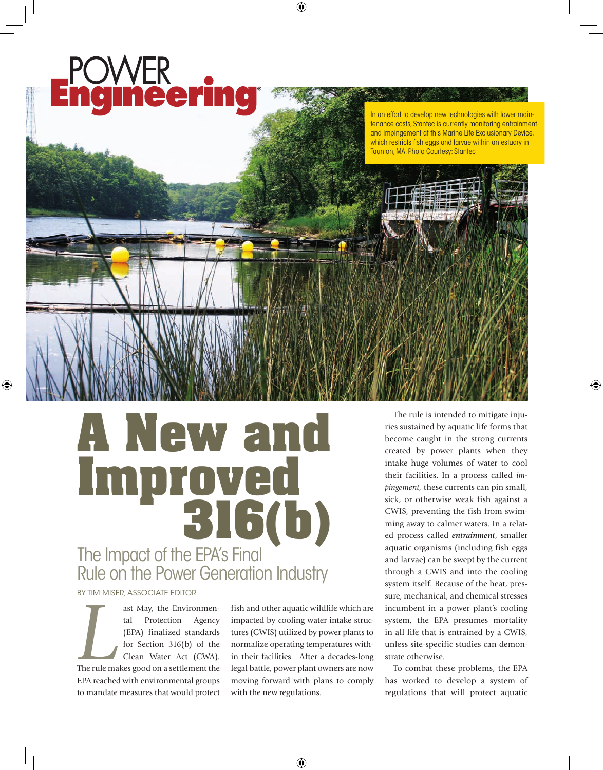In an effort to develop new technologies with lower maintenance costs, Stantec is currently monitoring entrainment and impingement at this Marine Life Exclusionary Device, which restricts fish eggs and larvae within an estuary in Taunton, MA. Photo Courtesy: Stantec

# A New and Improved 316(b)

## The Impact of the EPA's Final Rule on the Power Generation Industry

BY TIM MISER, ASSOCIATE EDITOR

Last May, the Environmental Protection Agency (EPA) finalized standards for Section 316(b) of the Clean Water Act (CWA). The rule makes good on a settlement the EPA reached with environmental groups to mandate measures that would protect fish and other aquatic wildlife which are impacted by cooling water intake structures (CWIS) utilized by power plants to normalize operating temperatures within their facilities. After a decades-long legal battle, power plant owners are now moving forward with plans to comply with the new regulations.

The rule is intended to mitigate injuries sustained by aquatic life forms that become caught in the strong currents created by power plants when they intake huge volumes of water to cool their facilities. In a process called *impingement*, these currents can pin small, sick, or otherwise weak fish against a CWIS, preventing the fish from swimming away to calmer waters. In a related process called ***entrainment***, smaller aquatic organisms (including fish eggs and larvae) can be swept by the current through a CWIS and into the cooling system itself. Because of the heat, pressure, mechanical, and chemical stresses incumbent in a power plant's cooling system, the EPA presumes mortality in all life that is entrained by a CWIS, unless site-specific studies can demonstrate otherwise.

To combat these problems, the EPA has worked to develop a system of regulations that will protect aquatic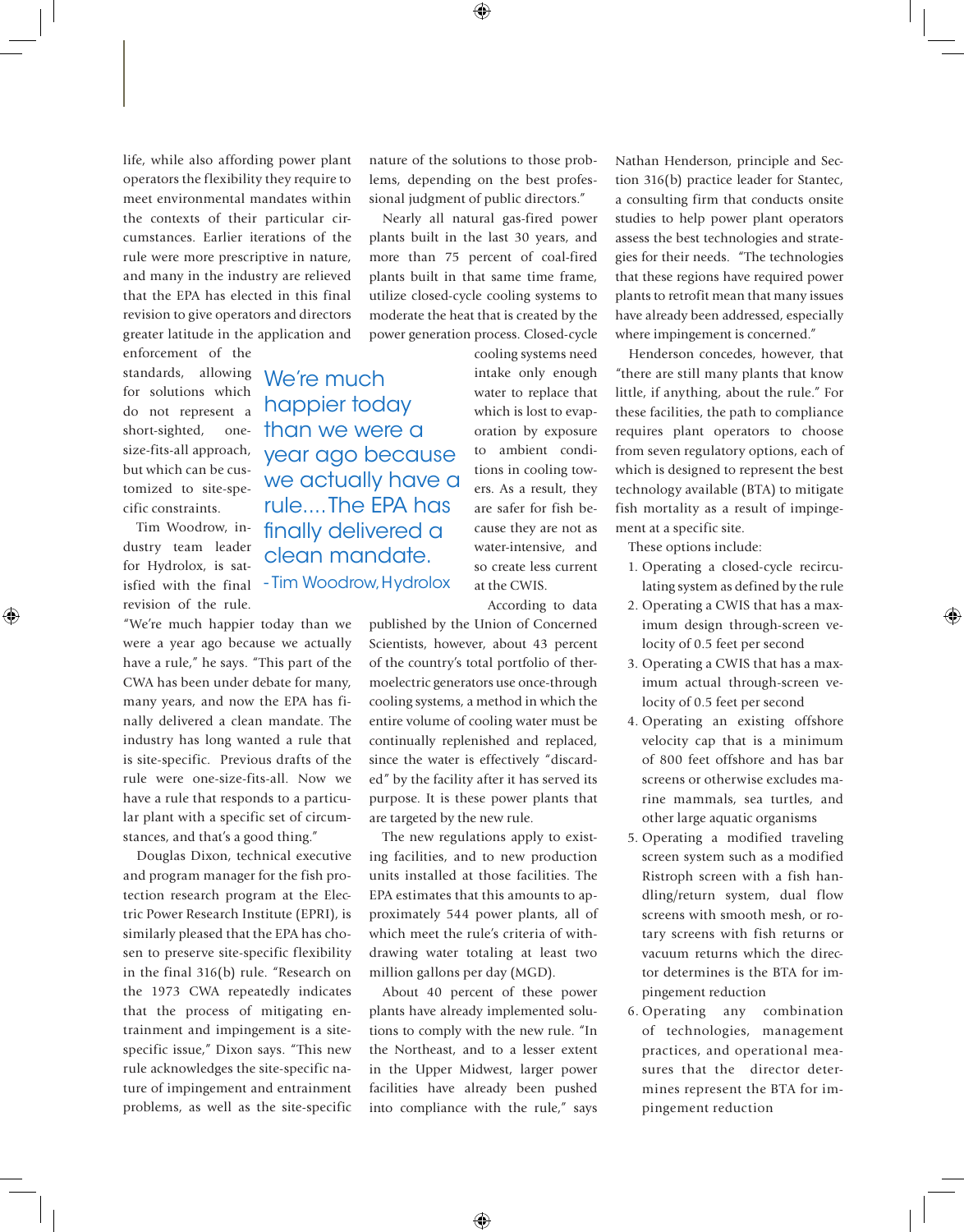life, while also affording power plant operators the flexibility they require to meet environmental mandates within the contexts of their particular circumstances. Earlier iterations of the rule were more prescriptive in nature, and many in the industry are relieved that the EPA has elected in this final revision to give operators and directors greater latitude in the application and enforcement of the standards, allowing for solutions which do not represent a short-sighted, one-size-fits-all approach, but which can be customized to site-specific constraints.

Tim Woodrow, industry team leader for Hydrolox, is satisfied with the final revision of the rule. "We're much happier today than we were a year ago because we actually have a rule," he says. "This part of the CWA has been under debate for many, many years, and now the EPA has finally delivered a clean mandate. The industry has long wanted a rule that is site-specific. Previous drafts of the rule were one-size-fits-all. Now we have a rule that responds to a particular plant with a specific set of circumstances, and that's a good thing."

> We're much happier today than we were a year ago because we actually have a rule.... The EPA has finally delivered a clean mandate.
> - Tim Woodrow, Hydrolox

Douglas Dixon, technical executive and program manager for the fish protection research program at the Electric Power Research Institute (EPRI), is similarly pleased that the EPA has chosen to preserve site-specific flexibility in the final 316(b) rule. "Research on the 1973 CWA repeatedly indicates that the process of mitigating entrainment and impingement is a site-specific issue," Dixon says. "This new rule acknowledges the site-specific nature of impingement and entrainment problems, as well as the site-specific nature of the solutions to those problems, depending on the best professional judgment of public directors."

Nearly all natural gas-fired power plants built in the last 30 years, and more than 75 percent of coal-fired plants built in that same time frame, utilize closed-cycle cooling systems to moderate the heat that is created by the power generation process. Closed-cycle cooling systems need intake only enough water to replace that which is lost to evaporation by exposure to ambient conditions in cooling towers. As a result, they are safer for fish because they are not as water-intensive, and so create less current at the CWIS.

According to data published by the Union of Concerned Scientists, however, about 43 percent of the country's total portfolio of thermoelectric generators use once-through cooling systems, a method in which the entire volume of cooling water must be continually replenished and replaced, since the water is effectively "discarded" by the facility after it has served its purpose. It is these power plants that are targeted by the new rule.

The new regulations apply to existing facilities, and to new production units installed at those facilities. The EPA estimates that this amounts to approximately 544 power plants, all of which meet the rule's criteria of withdrawing water totaling at least two million gallons per day (MGD).

About 40 percent of these power plants have already implemented solutions to comply with the new rule. "In the Northeast, and to a lesser extent in the Upper Midwest, larger power facilities have already been pushed into compliance with the rule," says Nathan Henderson, principle and Section 316(b) practice leader for Stantec, a consulting firm that conducts onsite studies to help power plant operators assess the best technologies and strategies for their needs. "The technologies that these regions have required power plants to retrofit mean that many issues have already been addressed, especially where impingement is concerned."

Henderson concedes, however, that "there are still many plants that know little, if anything, about the rule." For these facilities, the path to compliance requires plant operators to choose from seven regulatory options, each of which is designed to represent the best technology available (BTA) to mitigate fish mortality as a result of impingement at a specific site.

These options include:

1. Operating a closed-cycle recirculating system as defined by the rule
2. Operating a CWIS that has a maximum design through-screen velocity of 0.5 feet per second
3. Operating a CWIS that has a maximum actual through-screen velocity of 0.5 feet per second
4. Operating an existing offshore velocity cap that is a minimum of 800 feet offshore and has bar screens or otherwise excludes marine mammals, sea turtles, and other large aquatic organisms
5. Operating a modified traveling screen system such as a modified Ristroph screen with a fish handling/return system, dual flow screens with smooth mesh, or rotary screens with fish returns or vacuum returns which the director determines is the BTA for impingement reduction
6. Operating any combination of technologies, management practices, and operational measures that the director determines represent the BTA for impingement reduction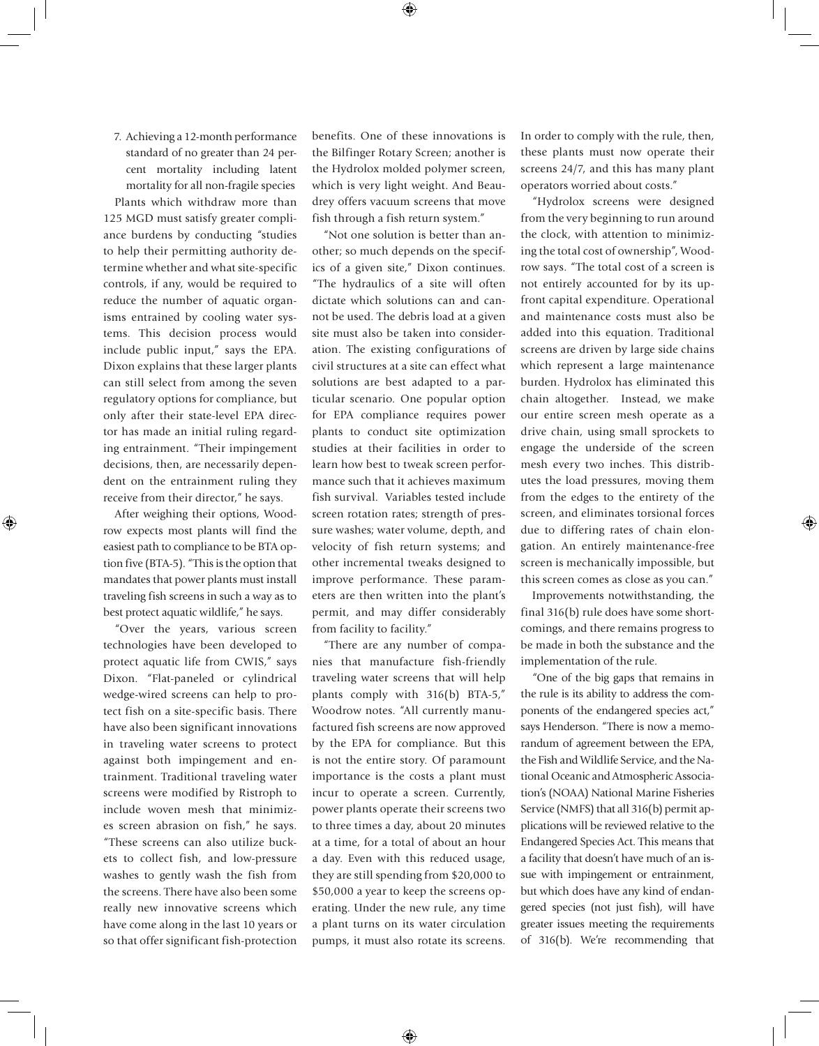7. Achieving a 12-month performance standard of no greater than 24 percent mortality including latent mortality for all non-fragile species

Plants which withdraw more than 125 MGD must satisfy greater compliance burdens by conducting "studies to help their permitting authority determine whether and what site-specific controls, if any, would be required to reduce the number of aquatic organisms entrained by cooling water systems. This decision process would include public input," says the EPA. Dixon explains that these larger plants can still select from among the seven regulatory options for compliance, but only after their state-level EPA director has made an initial ruling regarding entrainment. "Their impingement decisions, then, are necessarily dependent on the entrainment ruling they receive from their director," he says.

After weighing their options, Woodrow expects most plants will find the easiest path to compliance to be BTA option five (BTA-5). "This is the option that mandates that power plants must install traveling fish screens in such a way as to best protect aquatic wildlife," he says.

"Over the years, various screen technologies have been developed to protect aquatic life from CWIS," says Dixon. "Flat-paneled or cylindrical wedge-wired screens can help to protect fish on a site-specific basis. There have also been significant innovations in traveling water screens to protect against both impingement and entrainment. Traditional traveling water screens were modified by Ristroph to include woven mesh that minimizes screen abrasion on fish," he says. "These screens can also utilize buckets to collect fish, and low-pressure washes to gently wash the fish from the screens. There have also been some really new innovative screens which have come along in the last 10 years or so that offer significant fish-protection benefits. One of these innovations is the Bilfinger Rotary Screen; another is the Hydrolox molded polymer screen, which is very light weight. And Beaudrey offers vacuum screens that move fish through a fish return system."

"Not one solution is better than another; so much depends on the specifics of a given site," Dixon continues. "The hydraulics of a site will often dictate which solutions can and cannot be used. The debris load at a given site must also be taken into consideration. The existing configurations of civil structures at a site can effect what solutions are best adapted to a particular scenario. One popular option for EPA compliance requires power plants to conduct site optimization studies at their facilities in order to learn how best to tweak screen performance such that it achieves maximum fish survival. Variables tested include screen rotation rates; strength of pressure washes; water volume, depth, and velocity of fish return systems; and other incremental tweaks designed to improve performance. These parameters are then written into the plant's permit, and may differ considerably from facility to facility."

"There are any number of companies that manufacture fish-friendly traveling water screens that will help plants comply with 316(b) BTA-5," Woodrow notes. "All currently manufactured fish screens are now approved by the EPA for compliance. But this is not the entire story. Of paramount importance is the costs a plant must incur to operate a screen. Currently, power plants operate their screens two to three times a day, about 20 minutes at a time, for a total of about an hour a day. Even with this reduced usage, they are still spending from $20,000 to $50,000 a year to keep the screens operating. Under the new rule, any time a plant turns on its water circulation pumps, it must also rotate its screens. In order to comply with the rule, then, these plants must now operate their screens 24/7, and this has many plant operators worried about costs."

"Hydrolox screens were designed from the very beginning to run around the clock, with attention to minimizing the total cost of ownership", Woodrow says. "The total cost of a screen is not entirely accounted for by its upfront capital expenditure. Operational and maintenance costs must also be added into this equation. Traditional screens are driven by large side chains which represent a large maintenance burden. Hydrolox has eliminated this chain altogether. Instead, we make our entire screen mesh operate as a drive chain, using small sprockets to engage the underside of the screen mesh every two inches. This distributes the load pressures, moving them from the edges to the entirety of the screen, and eliminates torsional forces due to differing rates of chain elongation. An entirely maintenance-free screen is mechanically impossible, but this screen comes as close as you can."

Improvements notwithstanding, the final 316(b) rule does have some shortcomings, and there remains progress to be made in both the substance and the implementation of the rule.

"One of the big gaps that remains in the rule is its ability to address the components of the endangered species act," says Henderson. "There is now a memorandum of agreement between the EPA, the Fish and Wildlife Service, and the National Oceanic and Atmospheric Association's (NOAA) National Marine Fisheries Service (NMFS) that all 316(b) permit applications will be reviewed relative to the Endangered Species Act. This means that a facility that doesn't have much of an issue with impingement or entrainment, but which does have any kind of endangered species (not just fish), will have greater issues meeting the requirements of 316(b). We're recommending that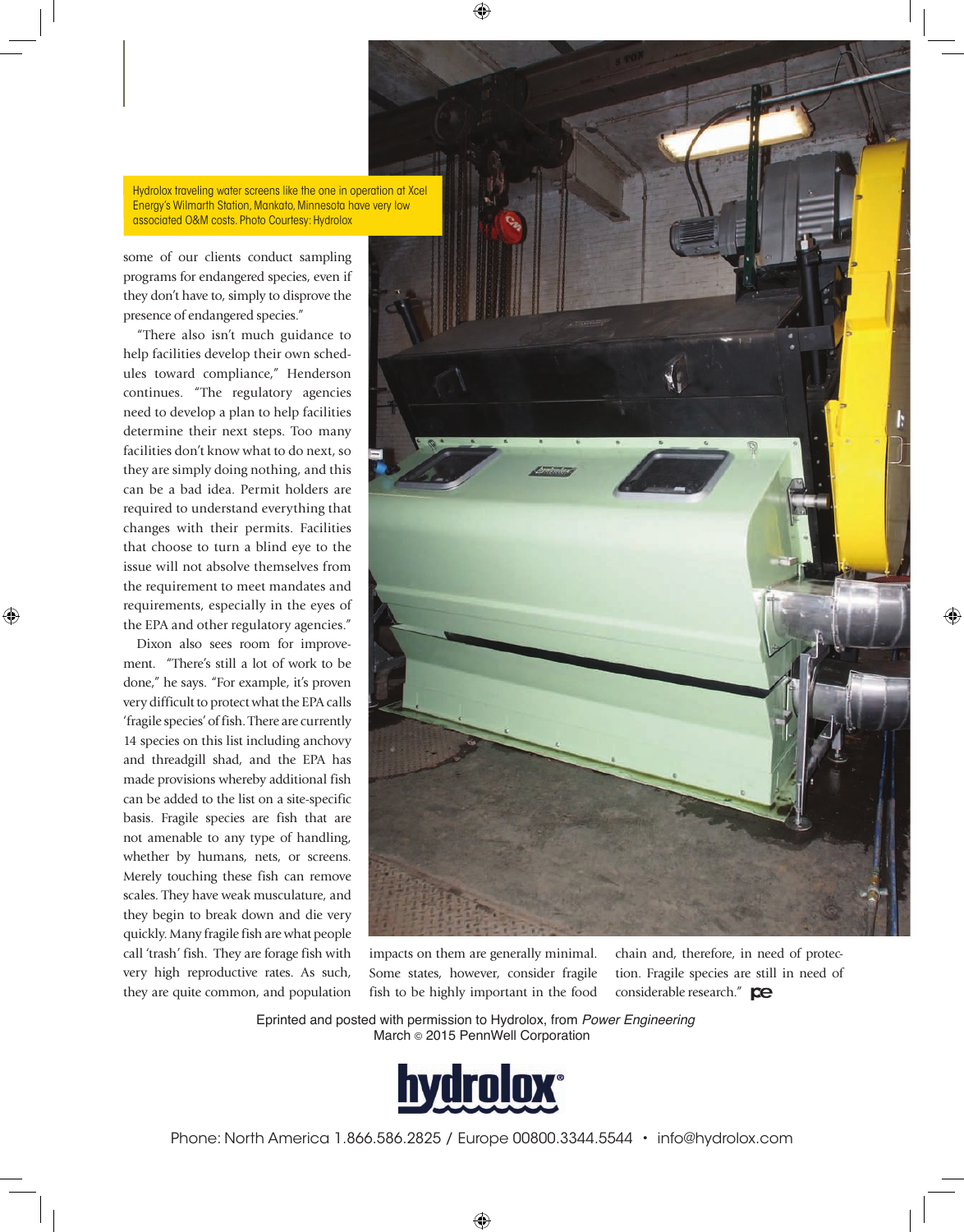Hydrolox traveling water screens like the one in operation at Xcel Energy's Wilmarth Station, Mankato, Minnesota have very low associated O&M costs. Photo Courtesy: Hydrolox

some of our clients conduct sampling programs for endangered species, even if they don't have to, simply to disprove the presence of endangered species."

"There also isn't much guidance to help facilities develop their own schedules toward compliance," Henderson continues. "The regulatory agencies need to develop a plan to help facilities determine their next steps. Too many facilities don't know what to do next, so they are simply doing nothing, and this can be a bad idea. Permit holders are required to understand everything that changes with their permits. Facilities that choose to turn a blind eye to the issue will not absolve themselves from the requirement to meet mandates and requirements, especially in the eyes of the EPA and other regulatory agencies."

Dixon also sees room for improvement. "There's still a lot of work to be done," he says. "For example, it's proven very difficult to protect what the EPA calls 'fragile species' of fish. There are currently 14 species on this list including anchovy and threadgill shad, and the EPA has made provisions whereby additional fish can be added to the list on a site-specific basis. Fragile species are fish that are not amenable to any type of handling, whether by humans, nets, or screens. Merely touching these fish can remove scales. They have weak musculature, and they begin to break down and die very quickly. Many fragile fish are what people call 'trash' fish. They are forage fish with very high reproductive rates. As such, they are quite common, and population impacts on them are generally minimal. Some states, however, consider fragile fish to be highly important in the food chain and, therefore, in need of protection. Fragile species are still in need of considerable research." pe

Eprinted and posted with permission to Hydrolox, from *Power Engineering*
March © 2015 PennWell Corporation

hydrolox®

Phone: North America 1.866.586.2825 / Europe 00800.3344.5544 • info@hydrolox.com